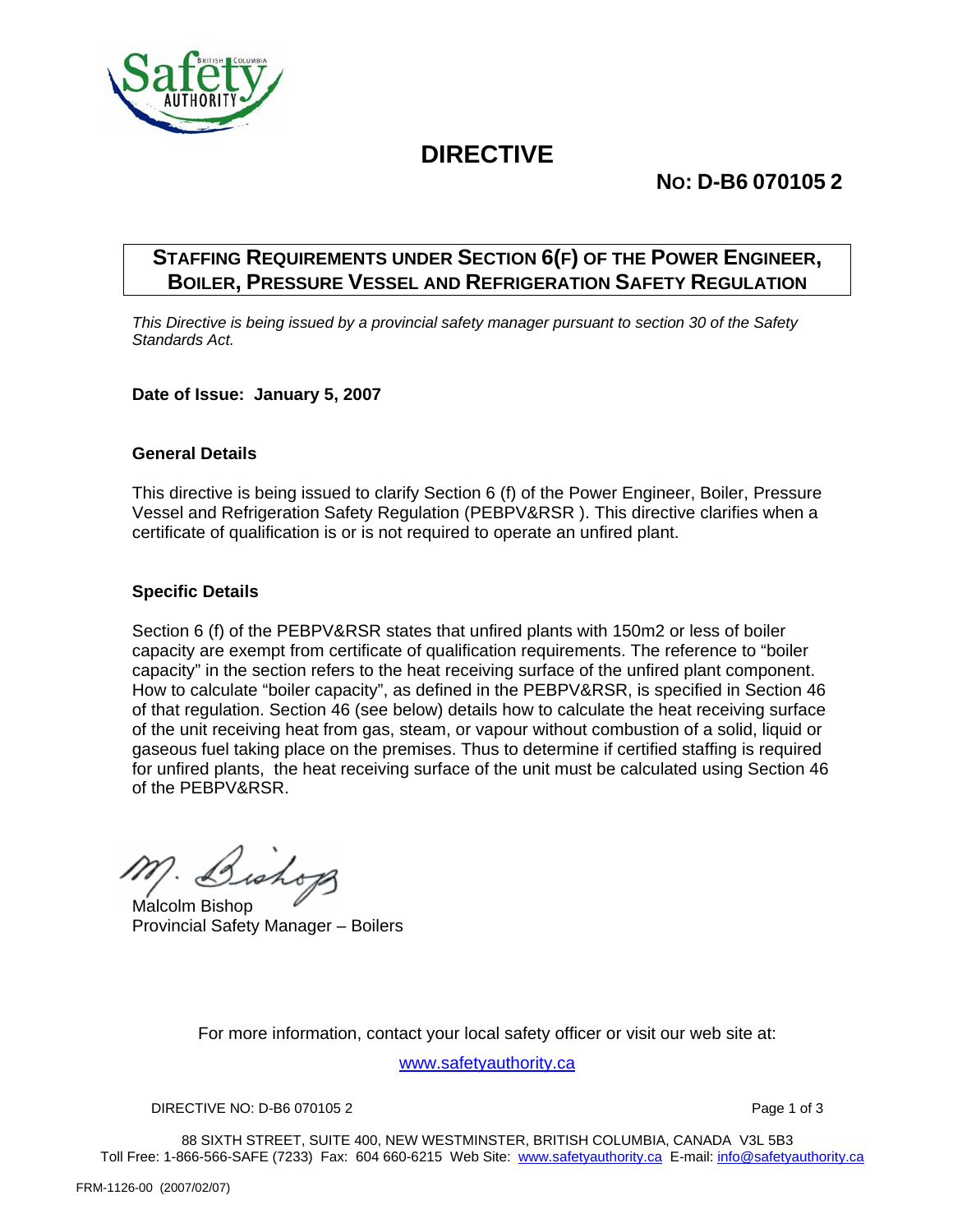# DIRECTIVE

## NO: D-B6 070105 2

## STAFFING REQUIREMENTS UNDER SECTION 6(F) OF THE POWER ENGINEER, BOILER, PRESSURE VESSEL AND REFRIGERATION SAFETY REGULATION

*This Directive is being issued by a provincial safety manager pursuant to section 30 of the Safety Standards Act.*

**Date of Issue: January 5, 2007**

### General Details

This directive is being issued to clarify Section 6 (f) of the Power Engineer, Boiler, Pressure Vessel and Refrigeration Safety Regulation (PEBPV&RSR ). This directive clarifies when a certificate of qualification is or is not required to operate an unfired plant.

### Specific Details

Section 6 (f) of the PEBPV&RSR states that unfired plants with 150m2 or less of boiler capacity are exempt from certificate of qualification requirements. The reference to "boiler capacity" in the section refers to the heat receiving surface of the unfired plant component. How to calculate "boiler capacity", as defined in the PEBPV&RSR, is specified in Section 46 of that regulation. Section 46 (see below) details how to calculate the heat receiving surface of the unit receiving heat from gas, steam, or vapour without combustion of a solid, liquid or gaseous fuel taking place on the premises. Thus to determine if certified staffing is required for unfired plants, the heat receiving surface of the unit must be calculated using Section 46 of the PEBPV&RSR.

Malcolm Bishop
Provincial Safety Manager – Boilers

For more information, contact your local safety officer or visit our web site at:

www.safetyauthority.ca

88 SIXTH STREET, SUITE 400, NEW WESTMINSTER, BRITISH COLUMBIA, CANADA V3L 5B3
Toll Free: 1-866-566-SAFE (7233) Fax: 604 660-6215 Web Site: www.safetyauthority.ca E-mail: info@safetyauthority.ca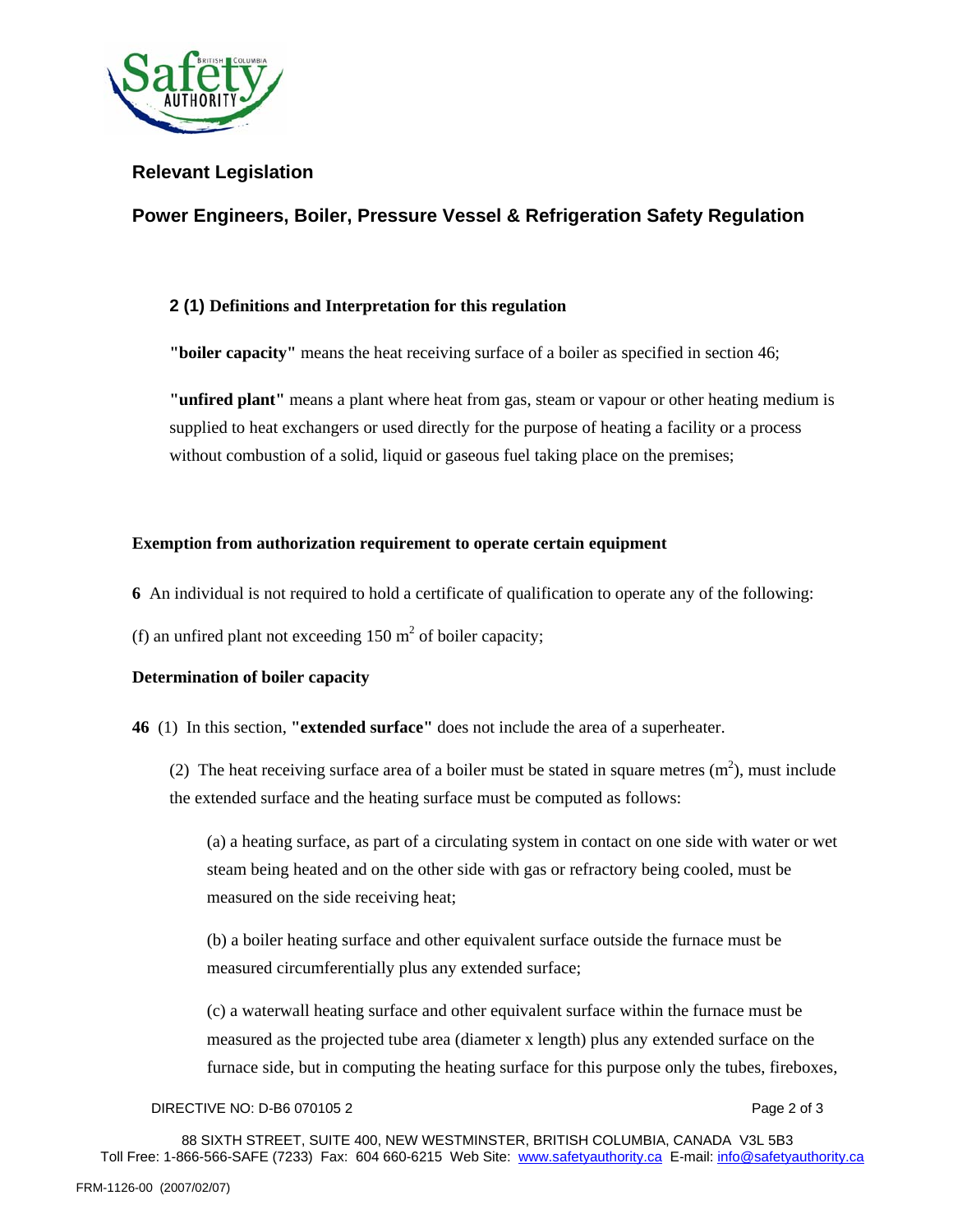## Relevant Legislation

## Power Engineers, Boiler, Pressure Vessel & Refrigeration Safety Regulation

**2 (1) Definitions and Interpretation for this regulation**

**"boiler capacity"** means the heat receiving surface of a boiler as specified in section 46;

**"unfired plant"** means a plant where heat from gas, steam or vapour or other heating medium is supplied to heat exchangers or used directly for the purpose of heating a facility or a process without combustion of a solid, liquid or gaseous fuel taking place on the premises;

**Exemption from authorization requirement to operate certain equipment**

**6** An individual is not required to hold a certificate of qualification to operate any of the following:

(f) an unfired plant not exceeding 150 $m^2$ of boiler capacity;

**Determination of boiler capacity**

**46** (1) In this section, **"extended surface"** does not include the area of a superheater.

(2) The heat receiving surface area of a boiler must be stated in square metres ($m^2$), must include the extended surface and the heating surface must be computed as follows:

(a) a heating surface, as part of a circulating system in contact on one side with water or wet steam being heated and on the other side with gas or refractory being cooled, must be measured on the side receiving heat;

(b) a boiler heating surface and other equivalent surface outside the furnace must be measured circumferentially plus any extended surface;

(c) a waterwall heating surface and other equivalent surface within the furnace must be measured as the projected tube area (diameter x length) plus any extended surface on the furnace side, but in computing the heating surface for this purpose only the tubes, fireboxes,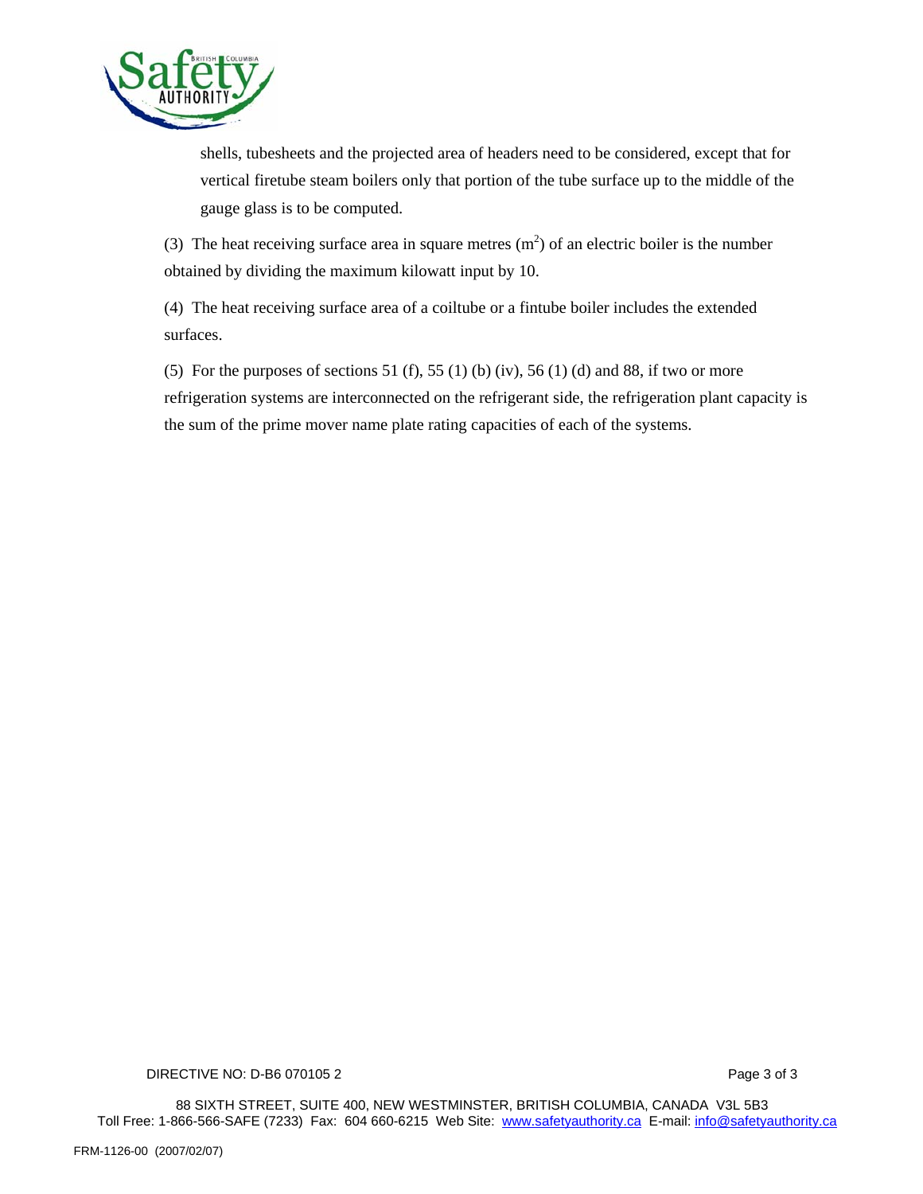shells, tubesheets and the projected area of headers need to be considered, except that for vertical firetube steam boilers only that portion of the tube surface up to the middle of the gauge glass is to be computed.

(3) The heat receiving surface area in square metres ($m^2$) of an electric boiler is the number obtained by dividing the maximum kilowatt input by 10.

(4) The heat receiving surface area of a coiltube or a fintube boiler includes the extended surfaces.

(5) For the purposes of sections 51 (f), 55 (1) (b) (iv), 56 (1) (d) and 88, if two or more refrigeration systems are interconnected on the refrigerant side, the refrigeration plant capacity is the sum of the prime mover name plate rating capacities of each of the systems.